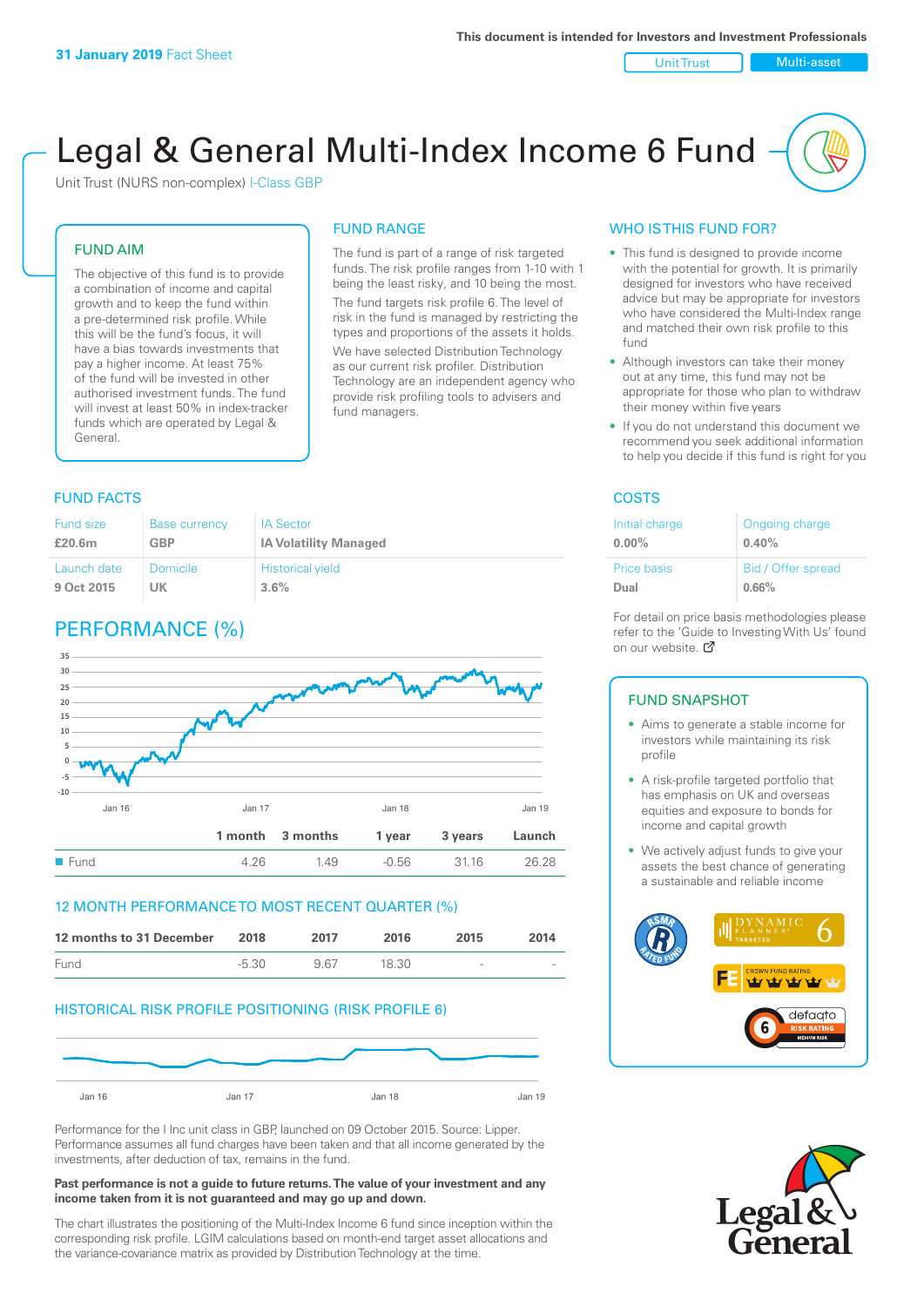**31 January 2019** Fact Sheet

This document is intended for Investors and Investment Professionals

Unit Trust | Multi-asset

# Legal & General Multi-Index Income 6 Fund

Unit Trust (NURS non-complex) I-Class GBP

## FUND AIM

The objective of this fund is to provide a combination of income and capital growth and to keep the fund within a pre-determined risk profile. While this will be the fund's focus, it will have a bias towards investments that pay a higher income. At least 75% of the fund will be invested in other authorised investment funds. The fund will invest at least 50% in index-tracker funds which are operated by Legal & General.

## FUND RANGE

The fund is part of a range of risk targeted funds. The risk profile ranges from 1-10 with 1 being the least risky, and 10 being the most.

The fund targets risk profile 6. The level of risk in the fund is managed by restricting the types and proportions of the assets it holds.

We have selected Distribution Technology as our current risk profiler. Distribution Technology are an independent agency who provide risk profiling tools to advisers and fund managers.

## WHO IS THIS FUND FOR?

- This fund is designed to provide income with the potential for growth. It is primarily designed for investors who have received advice but may be appropriate for investors who have considered the Multi-Index range and matched their own risk profile to this fund
- Although investors can take their money out at any time, this fund may not be appropriate for those who plan to withdraw their money within five years
- If you do not understand this document we recommend you seek additional information to help you decide if this fund is right for you

## FUND FACTS

| Fund size | Base currency | IA Sector |
|---|---|---|
| **£20.6m** | **GBP** | **IA Volatility Managed** |
| **Launch date** | **Domicile** | **Historical yield** |
| **9 Oct 2015** | **UK** | **3.6%** |

## COSTS

| Initial charge | Ongoing charge |
|---|---|
| **0.00%** | **0.40%** |
| **Price basis** | **Bid / Offer spread** |
| **Dual** | **0.66%** |

For detail on price basis methodologies please refer to the 'Guide to Investing With Us' found on our website.

## PERFORMANCE (%)

| | 1 month | 3 months | 1 year | 3 years | Launch |
|---|---|---|---|---|---|
| Fund | 4.26 | 1.49 | -0.56 | 31.16 | 26.28 |

## 12 MONTH PERFORMANCE TO MOST RECENT QUARTER (%)

| 12 months to 31 December | 2018 | 2017 | 2016 | 2015 | 2014 |
|---|---|---|---|---|---|
| Fund | -5.30 | 9.67 | 18.30 | - | - |

## HISTORICAL RISK PROFILE POSITIONING (RISK PROFILE 6)

Performance for the I Inc unit class in GBP, launched on 09 October 2015. Source: Lipper. Performance assumes all fund charges have been taken and that all income generated by the investments, after deduction of tax, remains in the fund.

**Past performance is not a guide to future returns. The value of your investment and any income taken from it is not guaranteed and may go up and down.**

The chart illustrates the positioning of the Multi-Index Income 6 fund since inception within the corresponding risk profile. LGIM calculations based on month-end target asset allocations and the variance-covariance matrix as provided by Distribution Technology at the time.

## FUND SNAPSHOT

- Aims to generate a stable income for investors while maintaining its risk profile
- A risk-profile targeted portfolio that has emphasis on UK and overseas equities and exposure to bonds for income and capital growth
- We actively adjust funds to give your assets the best chance of generating a sustainable and reliable income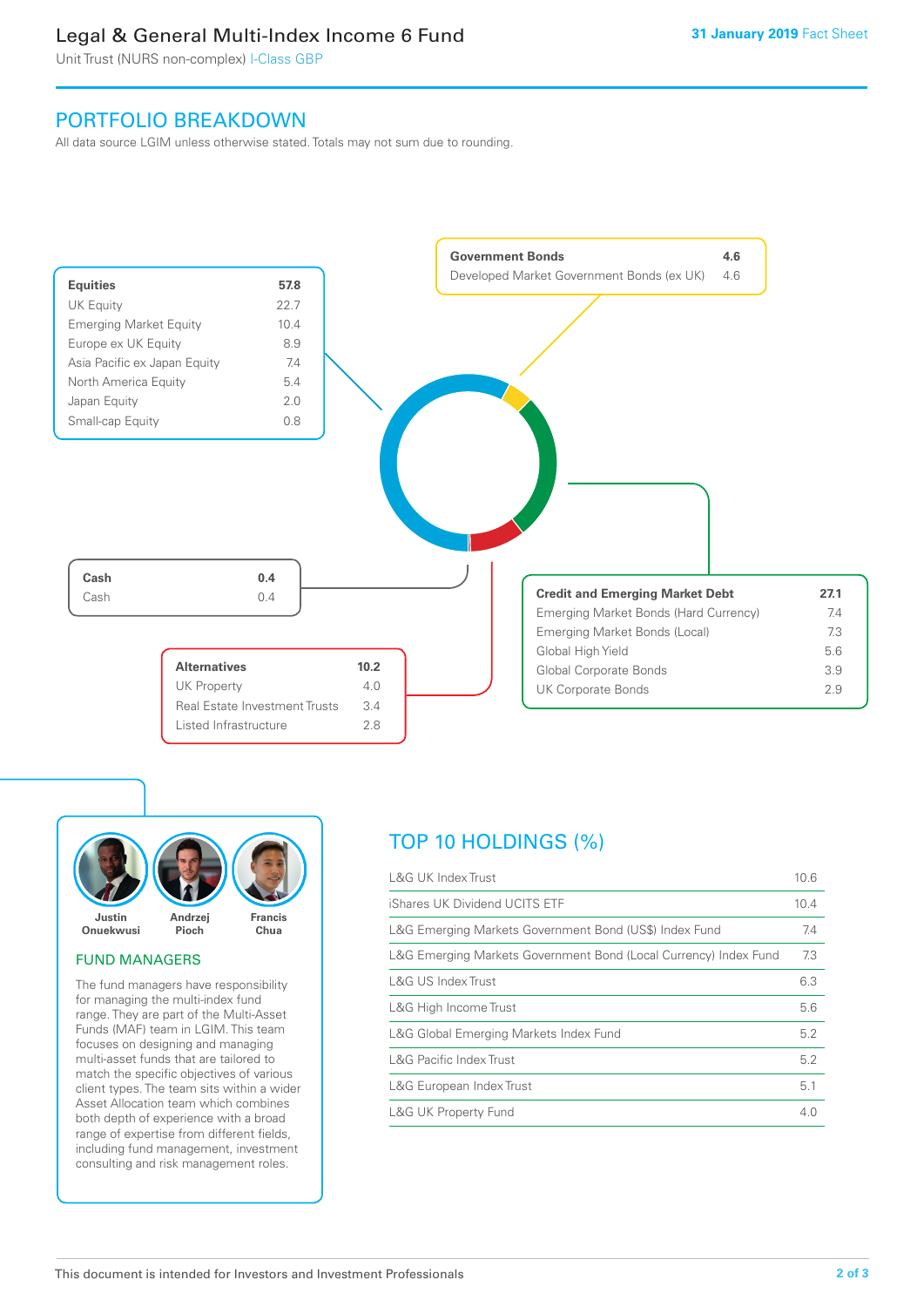# Legal & General Multi-Index Income 6 Fund

Unit Trust (NURS non-complex) I-Class GBP

31 January 2019 Fact Sheet

## PORTFOLIO BREAKDOWN

All data source LGIM unless otherwise stated. Totals may not sum due to rounding.

| Equities | 57.8 |
|---|---|
| UK Equity | 22.7 |
| Emerging Market Equity | 10.4 |
| Europe ex UK Equity | 8.9 |
| Asia Pacific ex Japan Equity | 7.4 |
| North America Equity | 5.4 |
| Japan Equity | 2.0 |
| Small-cap Equity | 0.8 |

| Government Bonds | 4.6 |
|---|---|
| Developed Market Government Bonds (ex UK) | 4.6 |

| Cash | 0.4 |
|---|---|
| Cash | 0.4 |

| Credit and Emerging Market Debt | 27.1 |
|---|---|
| Emerging Market Bonds (Hard Currency) | 7.4 |
| Emerging Market Bonds (Local) | 7.3 |
| Global High Yield | 5.6 |
| Global Corporate Bonds | 3.9 |
| UK Corporate Bonds | 2.9 |

| Alternatives | 10.2 |
|---|---|
| UK Property | 4.0 |
| Real Estate Investment Trusts | 3.4 |
| Listed Infrastructure | 2.8 |

## FUND MANAGERS

Justin Onuekwusi, Andrzej Pioch, Francis Chua

The fund managers have responsibility for managing the multi-index fund range. They are part of the Multi-Asset Funds (MAF) team in LGIM. This team focuses on designing and managing multi-asset funds that are tailored to match the specific objectives of various client types. The team sits within a wider Asset Allocation team which combines both depth of experience with a broad range of expertise from different fields, including fund management, investment consulting and risk management roles.

## TOP 10 HOLDINGS (%)

| Holding | % |
|---|---|
| L&G UK Index Trust | 10.6 |
| iShares UK Dividend UCITS ETF | 10.4 |
| L&G Emerging Markets Government Bond (US$) Index Fund | 7.4 |
| L&G Emerging Markets Government Bond (Local Currency) Index Fund | 7.3 |
| L&G US Index Trust | 6.3 |
| L&G High Income Trust | 5.6 |
| L&G Global Emerging Markets Index Fund | 5.2 |
| L&G Pacific Index Trust | 5.2 |
| L&G European Index Trust | 5.1 |
| L&G UK Property Fund | 4.0 |

This document is intended for Investors and Investment Professionals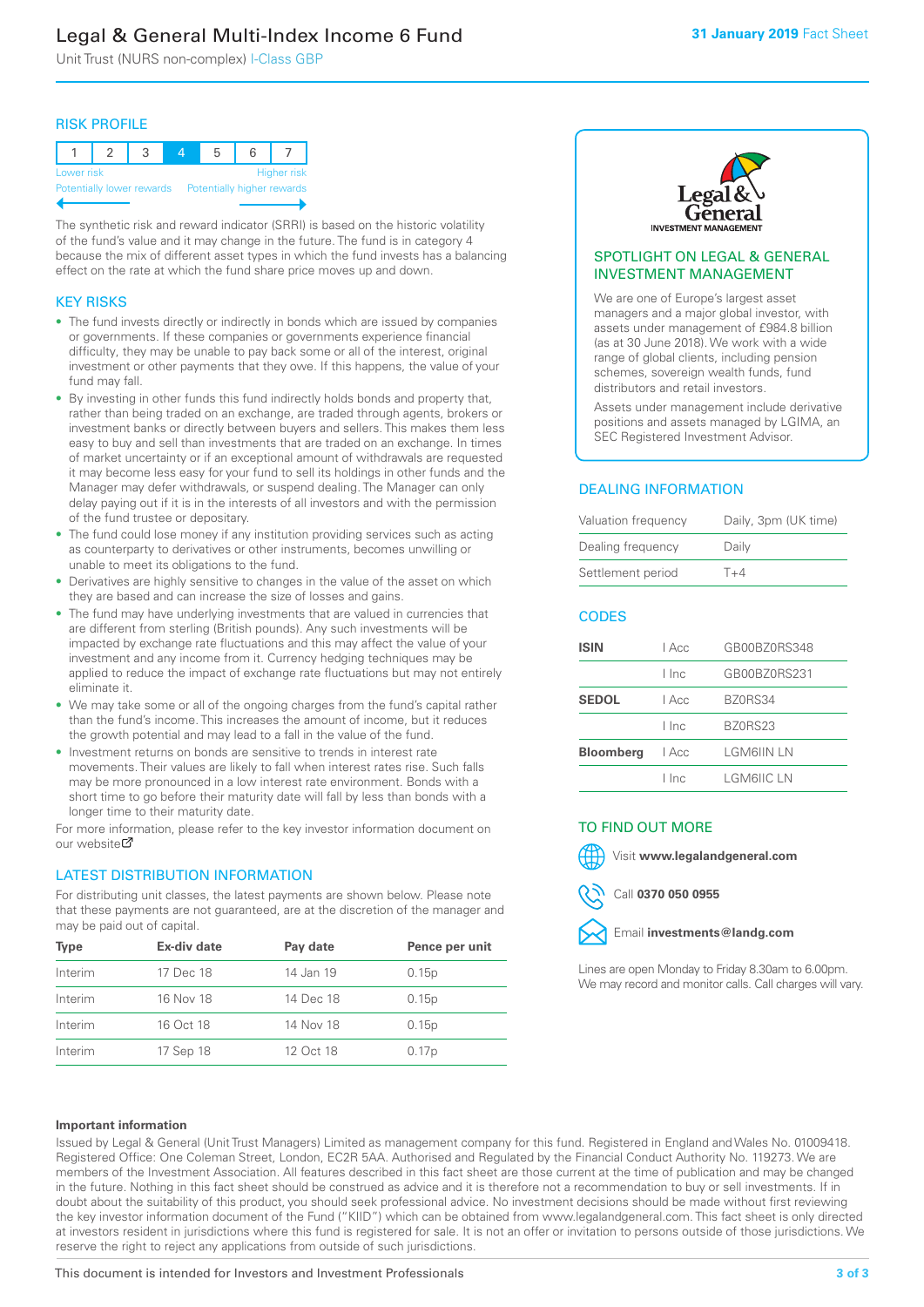# Legal & General Multi-Index Income 6 Fund

Unit Trust (NURS non-complex) I-Class GBP

31 January 2019 Fact Sheet

## RISK PROFILE

| 1 | 2 | 3 | 4 | 5 | 6 | 7 |
|---|---|---|---|---|---|---|

Lower risk — Higher risk

Potentially lower rewards — Potentially higher rewards

The synthetic risk and reward indicator (SRRI) is based on the historic volatility of the fund's value and it may change in the future. The fund is in category 4 because the mix of different asset types in which the fund invests has a balancing effect on the rate at which the fund share price moves up and down.

## KEY RISKS

- The fund invests directly or indirectly in bonds which are issued by companies or governments. If these companies or governments experience financial difficulty, they may be unable to pay back some or all of the interest, original investment or other payments that they owe. If this happens, the value of your fund may fall.
- By investing in other funds this fund indirectly holds bonds and property that, rather than being traded on an exchange, are traded through agents, brokers or investment banks or directly between buyers and sellers. This makes them less easy to buy and sell than investments that are traded on an exchange. In times of market uncertainty or if an exceptional amount of withdrawals are requested it may become less easy for your fund to sell its holdings in other funds and the Manager may defer withdrawals, or suspend dealing. The Manager can only delay paying out if it is in the interests of all investors and with the permission of the fund trustee or depositary.
- The fund could lose money if any institution providing services such as acting as counterparty to derivatives or other instruments, becomes unwilling or unable to meet its obligations to the fund.
- Derivatives are highly sensitive to changes in the value of the asset on which they are based and can increase the size of losses and gains.
- The fund may have underlying investments that are valued in currencies that are different from sterling (British pounds). Any such investments will be impacted by exchange rate fluctuations and this may affect the value of your investment and any income from it. Currency hedging techniques may be applied to reduce the impact of exchange rate fluctuations but may not entirely eliminate it.
- We may take some or all of the ongoing charges from the fund's capital rather than the fund's income. This increases the amount of income, but it reduces the growth potential and may lead to a fall in the value of the fund.
- Investment returns on bonds are sensitive to trends in interest rate movements. Their values are likely to fall when interest rates rise. Such falls may be more pronounced in a low interest rate environment. Bonds with a short time to go before their maturity date will fall by less than bonds with a longer time to their maturity date.

For more information, please refer to the key investor information document on our website

## LATEST DISTRIBUTION INFORMATION

For distributing unit classes, the latest payments are shown below. Please note that these payments are not guaranteed, are at the discretion of the manager and may be paid out of capital.

| Type | Ex-div date | Pay date | Pence per unit |
|---|---|---|---|
| Interim | 17 Dec 18 | 14 Jan 19 | 0.15p |
| Interim | 16 Nov 18 | 14 Dec 18 | 0.15p |
| Interim | 16 Oct 18 | 14 Nov 18 | 0.15p |
| Interim | 17 Sep 18 | 12 Oct 18 | 0.17p |

## SPOTLIGHT ON LEGAL & GENERAL INVESTMENT MANAGEMENT

We are one of Europe's largest asset managers and a major global investor, with assets under management of £984.8 billion (as at 30 June 2018). We work with a wide range of global clients, including pension schemes, sovereign wealth funds, fund distributors and retail investors.

Assets under management include derivative positions and assets managed by LGIMA, an SEC Registered Investment Advisor.

## DEALING INFORMATION

| | |
|---|---|
| Valuation frequency | Daily, 3pm (UK time) |
| Dealing frequency | Daily |
| Settlement period | T+4 |

## CODES

| | | |
|---|---|---|
| **ISIN** | I Acc | GB00BZ0RS348 |
| | I Inc | GB00BZ0RS231 |
| **SEDOL** | I Acc | BZ0RS34 |
| | I Inc | BZ0RS23 |
| **Bloomberg** | I Acc | LGM6IIN LN |
| | I Inc | LGM6IIC LN |

## TO FIND OUT MORE

Visit **www.legalandgeneral.com**

Call **0370 050 0955**

Email **investments@landg.com**

Lines are open Monday to Friday 8.30am to 6.00pm. We may record and monitor calls. Call charges will vary.

**Important information**

Issued by Legal & General (Unit Trust Managers) Limited as management company for this fund. Registered in England and Wales No. 01009418. Registered Office: One Coleman Street, London, EC2R 5AA. Authorised and Regulated by the Financial Conduct Authority No. 119273. We are members of the Investment Association. All features described in this fact sheet are those current at the time of publication and may be changed in the future. Nothing in this fact sheet should be construed as advice and it is therefore not a recommendation to buy or sell investments. If in doubt about the suitability of this product, you should seek professional advice. No investment decisions should be made without first reviewing the key investor information document of the Fund ("KIID") which can be obtained from www.legalandgeneral.com. This fact sheet is only directed at investors resident in jurisdictions where this fund is registered for sale. It is not an offer or invitation to persons outside of those jurisdictions. We reserve the right to reject any applications from outside of such jurisdictions.

This document is intended for Investors and Investment Professionals